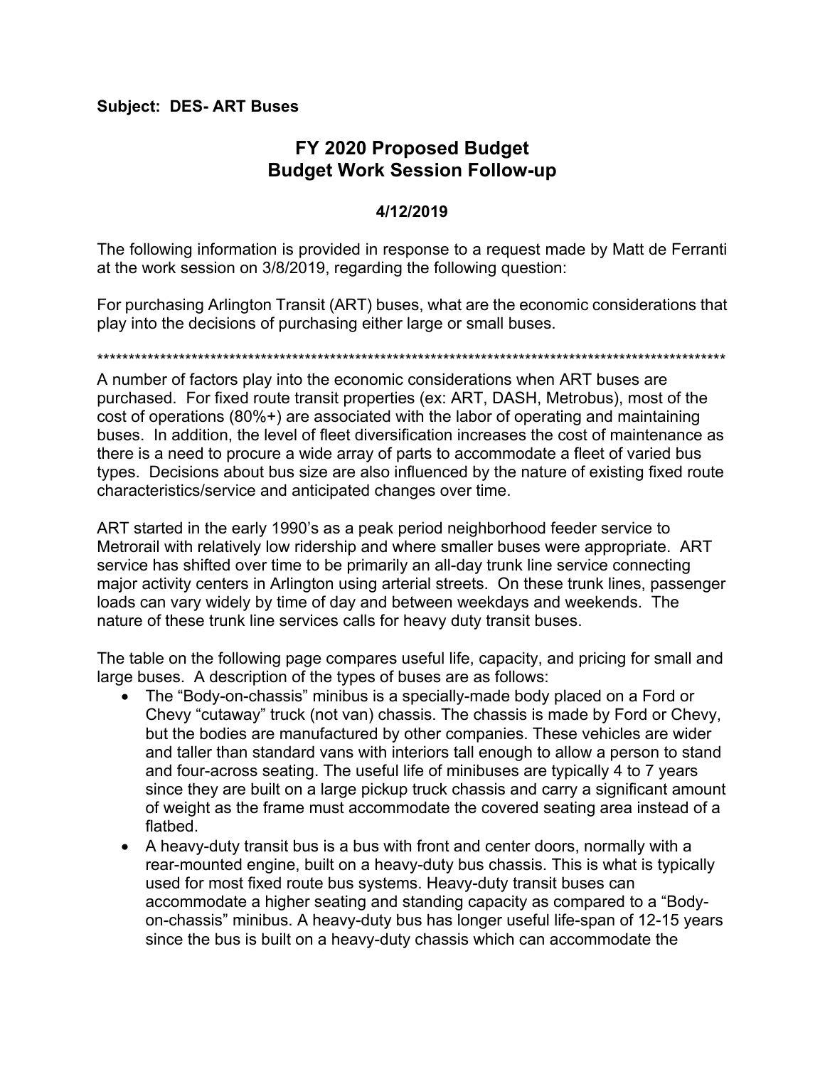**Subject: DES- ART Buses**

# FY 2020 Proposed Budget
# Budget Work Session Follow-up

**4/12/2019**

The following information is provided in response to a request made by Matt de Ferranti at the work session on 3/8/2019, regarding the following question:

For purchasing Arlington Transit (ART) buses, what are the economic considerations that play into the decisions of purchasing either large or small buses.

*****************************************************************************************************

A number of factors play into the economic considerations when ART buses are purchased. For fixed route transit properties (ex: ART, DASH, Metrobus), most of the cost of operations (80%+) are associated with the labor of operating and maintaining buses. In addition, the level of fleet diversification increases the cost of maintenance as there is a need to procure a wide array of parts to accommodate a fleet of varied bus types. Decisions about bus size are also influenced by the nature of existing fixed route characteristics/service and anticipated changes over time.

ART started in the early 1990's as a peak period neighborhood feeder service to Metrorail with relatively low ridership and where smaller buses were appropriate. ART service has shifted over time to be primarily an all-day trunk line service connecting major activity centers in Arlington using arterial streets. On these trunk lines, passenger loads can vary widely by time of day and between weekdays and weekends. The nature of these trunk line services calls for heavy duty transit buses.

The table on the following page compares useful life, capacity, and pricing for small and large buses. A description of the types of buses are as follows:

- The "Body-on-chassis" minibus is a specially-made body placed on a Ford or Chevy "cutaway" truck (not van) chassis. The chassis is made by Ford or Chevy, but the bodies are manufactured by other companies. These vehicles are wider and taller than standard vans with interiors tall enough to allow a person to stand and four-across seating. The useful life of minibuses are typically 4 to 7 years since they are built on a large pickup truck chassis and carry a significant amount of weight as the frame must accommodate the covered seating area instead of a flatbed.
- A heavy-duty transit bus is a bus with front and center doors, normally with a rear-mounted engine, built on a heavy-duty bus chassis. This is what is typically used for most fixed route bus systems. Heavy-duty transit buses can accommodate a higher seating and standing capacity as compared to a "Body-on-chassis" minibus. A heavy-duty bus has longer useful life-span of 12-15 years since the bus is built on a heavy-duty chassis which can accommodate the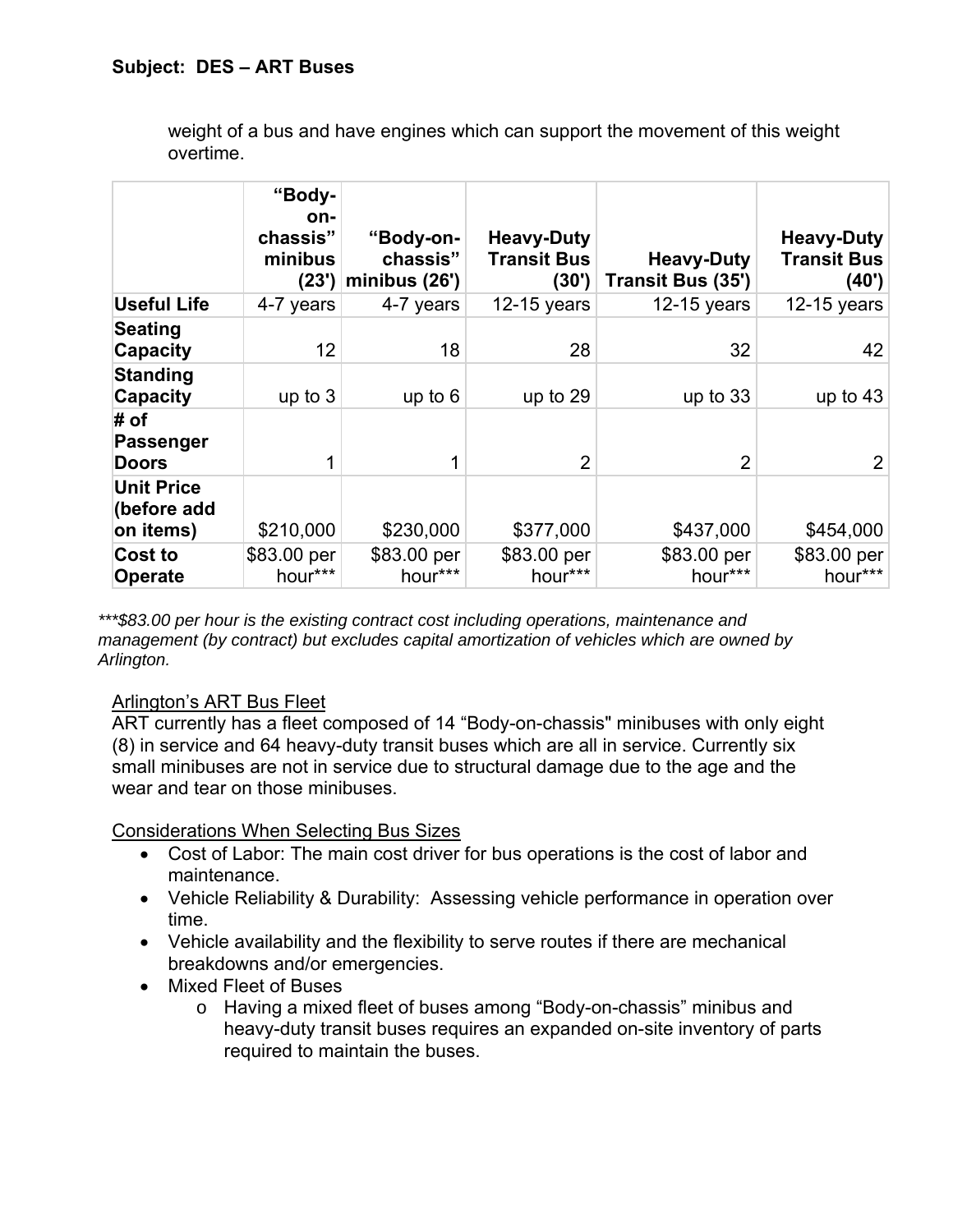**Subject: DES – ART Buses**

weight of a bus and have engines which can support the movement of this weight overtime.

| | "Body-on-chassis" minibus (23') | "Body-on-chassis" minibus (26') | Heavy-Duty Transit Bus (30') | Heavy-Duty Transit Bus (35') | Heavy-Duty Transit Bus (40') |
|---|---|---|---|---|---|
| **Useful Life** | 4-7 years | 4-7 years | 12-15 years | 12-15 years | 12-15 years |
| **Seating Capacity** | 12 | 18 | 28 | 32 | 42 |
| **Standing Capacity** | up to 3 | up to 6 | up to 29 | up to 33 | up to 43 |
| **# of Passenger Doors** | 1 | 1 | 2 | 2 | 2 |
| **Unit Price (before add on items)** | $210,000 | $230,000 | $377,000 | $437,000 | $454,000 |
| **Cost to Operate** | $83.00 per hour*** | $83.00 per hour*** | $83.00 per hour*** | $83.00 per hour*** | $83.00 per hour*** |

****$83.00 per hour is the existing contract cost including operations, maintenance and management (by contract) but excludes capital amortization of vehicles which are owned by Arlington.*

Arlington's ART Bus Fleet

ART currently has a fleet composed of 14 "Body-on-chassis" minibuses with only eight (8) in service and 64 heavy-duty transit buses which are all in service. Currently six small minibuses are not in service due to structural damage due to the age and the wear and tear on those minibuses.

Considerations When Selecting Bus Sizes

- Cost of Labor: The main cost driver for bus operations is the cost of labor and maintenance.
- Vehicle Reliability & Durability: Assessing vehicle performance in operation over time.
- Vehicle availability and the flexibility to serve routes if there are mechanical breakdowns and/or emergencies.
- Mixed Fleet of Buses
    - Having a mixed fleet of buses among "Body-on-chassis" minibus and heavy-duty transit buses requires an expanded on-site inventory of parts required to maintain the buses.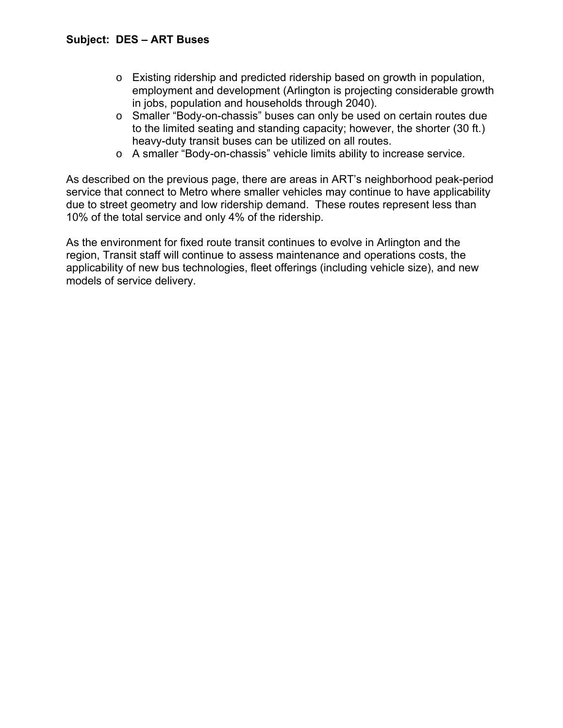**Subject: DES – ART Buses**

- Existing ridership and predicted ridership based on growth in population, employment and development (Arlington is projecting considerable growth in jobs, population and households through 2040).
- Smaller "Body-on-chassis" buses can only be used on certain routes due to the limited seating and standing capacity; however, the shorter (30 ft.) heavy-duty transit buses can be utilized on all routes.
- A smaller "Body-on-chassis" vehicle limits ability to increase service.

As described on the previous page, there are areas in ART's neighborhood peak-period service that connect to Metro where smaller vehicles may continue to have applicability due to street geometry and low ridership demand. These routes represent less than 10% of the total service and only 4% of the ridership.

As the environment for fixed route transit continues to evolve in Arlington and the region, Transit staff will continue to assess maintenance and operations costs, the applicability of new bus technologies, fleet offerings (including vehicle size), and new models of service delivery.